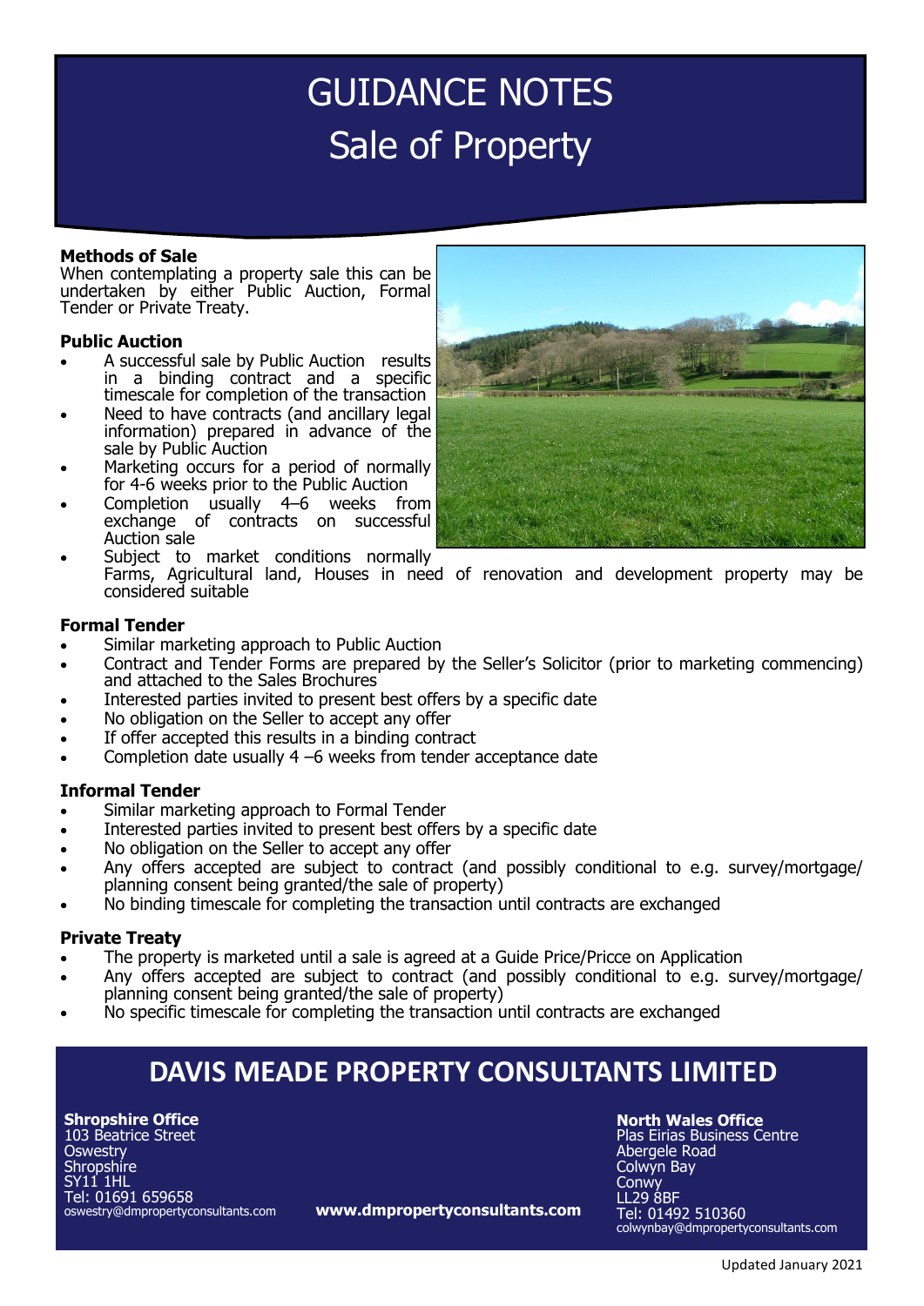# GUIDANCE NOTES
# Sale of Property

### Methods of Sale

When contemplating a property sale this can be undertaken by either Public Auction, Formal Tender or Private Treaty.

### Public Auction

- A successful sale by Public Auction results in a binding contract and a specific timescale for completion of the transaction
- Need to have contracts (and ancillary legal information) prepared in advance of the sale by Public Auction
- Marketing occurs for a period of normally for 4-6 weeks prior to the Public Auction
- Completion usually 4–6 weeks from exchange of contracts on successful Auction sale
- Subject to market conditions normally Farms, Agricultural land, Houses in need of renovation and development property may be considered suitable

### Formal Tender

- Similar marketing approach to Public Auction
- Contract and Tender Forms are prepared by the Seller's Solicitor (prior to marketing commencing) and attached to the Sales Brochures
- Interested parties invited to present best offers by a specific date
- No obligation on the Seller to accept any offer
- If offer accepted this results in a binding contract
- Completion date usually 4 –6 weeks from tender acceptance date

### Informal Tender

- Similar marketing approach to Formal Tender
- Interested parties invited to present best offers by a specific date
- No obligation on the Seller to accept any offer
- Any offers accepted are subject to contract (and possibly conditional to e.g. survey/mortgage/ planning consent being granted/the sale of property)
- No binding timescale for completing the transaction until contracts are exchanged

### Private Treaty

- The property is marketed until a sale is agreed at a Guide Price/Pricce on Application
- Any offers accepted are subject to contract (and possibly conditional to e.g. survey/mortgage/ planning consent being granted/the sale of property)
- No specific timescale for completing the transaction until contracts are exchanged

## DAVIS MEADE PROPERTY CONSULTANTS LIMITED

**Shropshire Office**
103 Beatrice Street
Oswestry
Shropshire
SY11 1HL
Tel: 01691 659658
oswestry@dmpropertyconsultants.com

**www.dmpropertyconsultants.com**

**North Wales Office**
Plas Eirias Business Centre
Abergele Road
Colwyn Bay
Conwy
LL29 8BF
Tel: 01492 510360
colwynbay@dmpropertyconsultants.com

Updated January 2021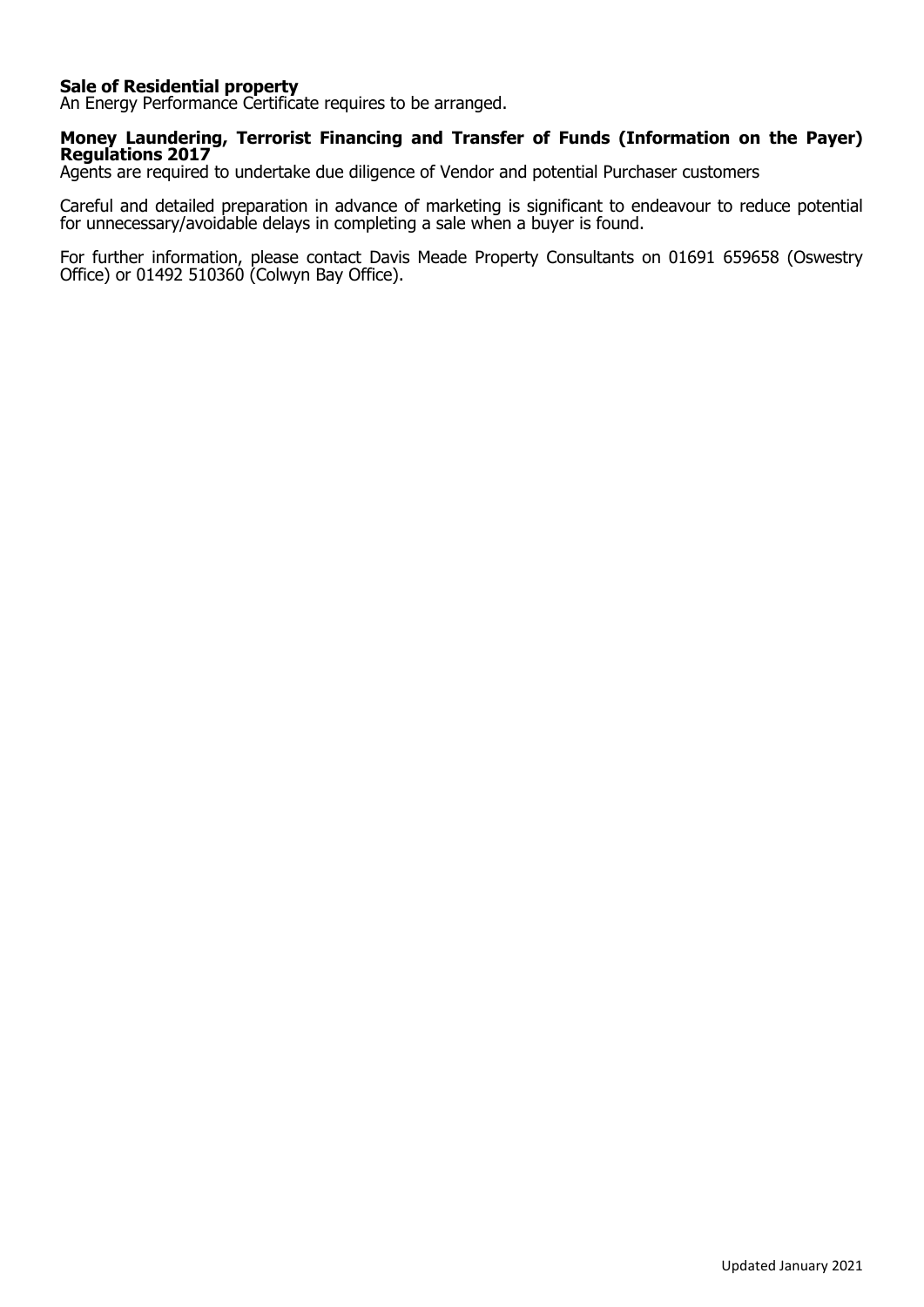**Sale of Residential property**
An Energy Performance Certificate requires to be arranged.

**Money Laundering, Terrorist Financing and Transfer of Funds (Information on the Payer) Regulations 2017**
Agents are required to undertake due diligence of Vendor and potential Purchaser customers

Careful and detailed preparation in advance of marketing is significant to endeavour to reduce potential for unnecessary/avoidable delays in completing a sale when a buyer is found.

For further information, please contact Davis Meade Property Consultants on 01691 659658 (Oswestry Office) or 01492 510360 (Colwyn Bay Office).

Updated January 2021